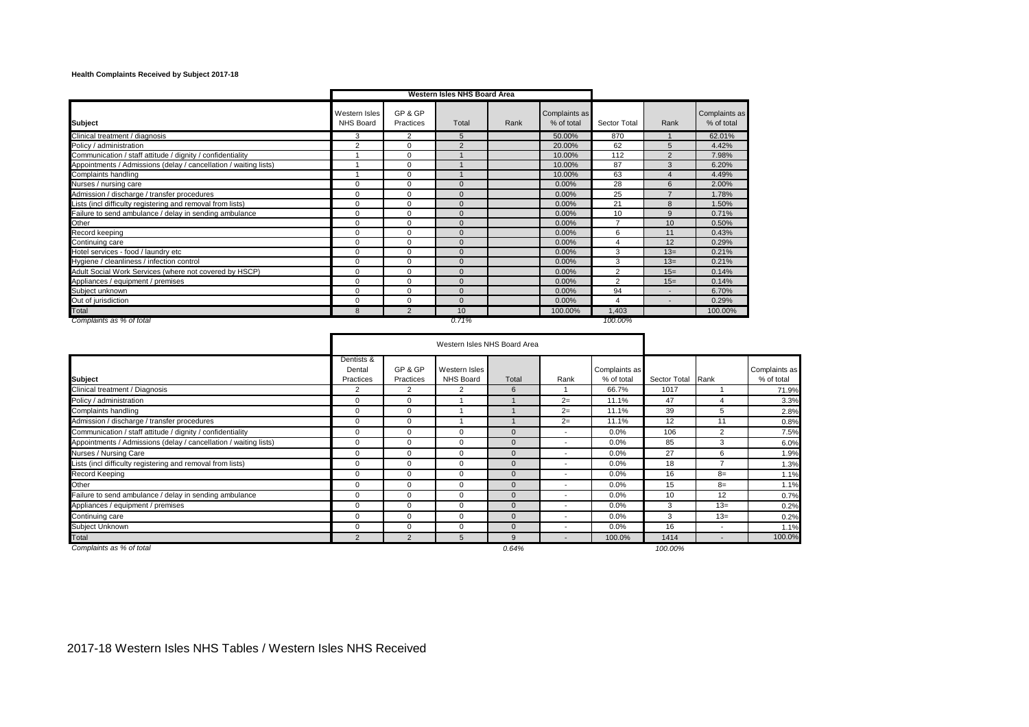**Health Complaints Received by Subject 2017-18**

| Subject | Western Isles NHS Board Area | | | | | | | |
|---|---|---|---|---|---|---|---|---|
| | Western Isles NHS Board | GP & GP Practices | Total | Rank | Complaints as % of total | Sector Total | Rank | Complaints as % of total |
| Clinical treatment / diagnosis | 3 | 2 | 5 | | 50.00% | 870 | 1 | 62.01% |
| Policy / administration | 2 | 0 | 2 | | 20.00% | 62 | 5 | 4.42% |
| Communication / staff attitude / dignity / confidentiality | 1 | 0 | 1 | | 10.00% | 112 | 2 | 7.98% |
| Appointments / Admissions (delay / cancellation / waiting lists) | 1 | 0 | 1 | | 10.00% | 87 | 3 | 6.20% |
| Complaints handling | 1 | 0 | 1 | | 10.00% | 63 | 4 | 4.49% |
| Nurses / nursing care | 0 | 0 | 0 | | 0.00% | 28 | 6 | 2.00% |
| Admission / discharge / transfer procedures | 0 | 0 | 0 | | 0.00% | 25 | 7 | 1.78% |
| Lists (incl difficulty registering and removal from lists) | 0 | 0 | 0 | | 0.00% | 21 | 8 | 1.50% |
| Failure to send ambulance / delay in sending ambulance | 0 | 0 | 0 | | 0.00% | 10 | 9 | 0.71% |
| Other | 0 | 0 | 0 | | 0.00% | 7 | 10 | 0.50% |
| Record keeping | 0 | 0 | 0 | | 0.00% | 6 | 11 | 0.43% |
| Continuing care | 0 | 0 | 0 | | 0.00% | 4 | 12 | 0.29% |
| Hotel services - food / laundry etc | 0 | 0 | 0 | | 0.00% | 3 | 13= | 0.21% |
| Hygiene / cleanliness / infection control | 0 | 0 | 0 | | 0.00% | 3 | 13= | 0.21% |
| Adult Social Work Services (where not covered by HSCP) | 0 | 0 | 0 | | 0.00% | 2 | 15= | 0.14% |
| Appliances / equipment / premises | 0 | 0 | 0 | | 0.00% | 2 | 15= | 0.14% |
| Subject unknown | 0 | 0 | 0 | | 0.00% | 94 | - | 6.70% |
| Out of jurisdiction | 0 | 0 | 0 | | 0.00% | 4 | - | 0.29% |
| Total | 8 | 2 | 10 | | 100.00% | 1,403 | | 100.00% |
| *Complaints as % of total* | | | *0.71%* | | | *100.00%* | | |

| Subject | Western Isles NHS Board Area | | | | | | | | |
|---|---|---|---|---|---|---|---|---|---|
| | Dentists & Dental Practices | GP & GP Practices | Western Isles NHS Board | Total | Rank | Complaints as % of total | Sector Total | Rank | Complaints as % of total |
| Clinical treatment / Diagnosis | 2 | 2 | 2 | 6 | 1 | 66.7% | 1017 | 1 | 71.9% |
| Policy / administration | 0 | 0 | 1 | 1 | 2= | 11.1% | 47 | 4 | 3.3% |
| Complaints handling | 0 | 0 | 1 | 1 | 2= | 11.1% | 39 | 5 | 2.8% |
| Admission / discharge / transfer procedures | 0 | 0 | 1 | 1 | 2= | 11.1% | 12 | 11 | 0.8% |
| Communication / staff attitude / dignity / confidentiality | 0 | 0 | 0 | 0 | - | 0.0% | 106 | 2 | 7.5% |
| Appointments / Admissions (delay / cancellation / waiting lists) | 0 | 0 | 0 | 0 | - | 0.0% | 85 | 3 | 6.0% |
| Nurses / Nursing Care | 0 | 0 | 0 | 0 | - | 0.0% | 27 | 6 | 1.9% |
| Lists (incl difficulty registering and removal from lists) | 0 | 0 | 0 | 0 | - | 0.0% | 18 | 7 | 1.3% |
| Record Keeping | 0 | 0 | 0 | 0 | - | 0.0% | 16 | 8= | 1.1% |
| Other | 0 | 0 | 0 | 0 | - | 0.0% | 15 | 8= | 1.1% |
| Failure to send ambulance / delay in sending ambulance | 0 | 0 | 0 | 0 | - | 0.0% | 10 | 12 | 0.7% |
| Appliances / equipment / premises | 0 | 0 | 0 | 0 | - | 0.0% | 3 | 13= | 0.2% |
| Continuing care | 0 | 0 | 0 | 0 | - | 0.0% | 3 | 13= | 0.2% |
| Subject Unknown | 0 | 0 | 0 | 0 | - | 0.0% | 16 | - | 1.1% |
| Total | 2 | 2 | 5 | 9 | - | 100.0% | 1414 | - | 100.0% |
| *Complaints as % of total* | | | | *0.64%* | | | *100.00%* | | |

2017-18 Western Isles NHS Tables / Western Isles NHS Received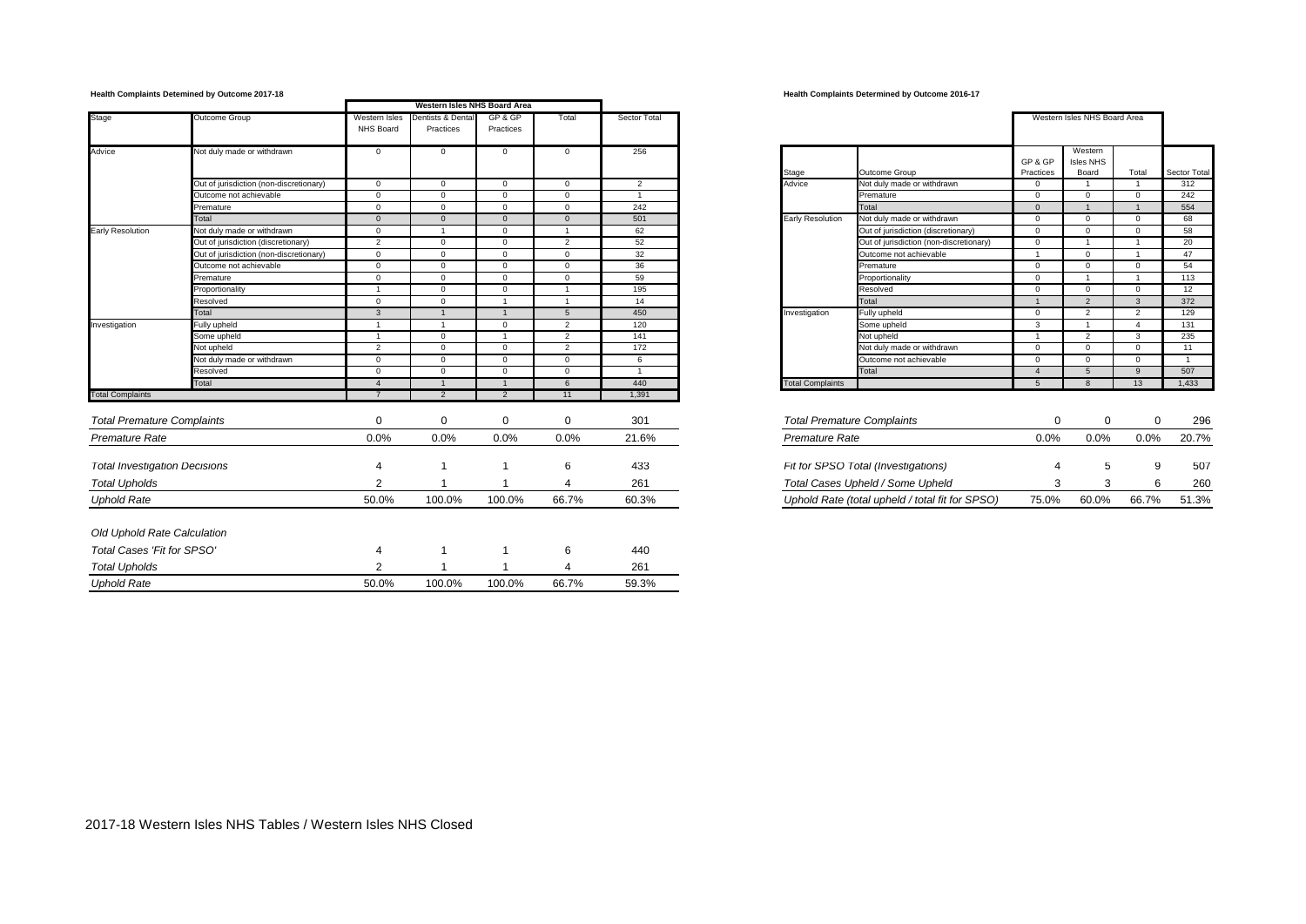**Health Complaints Detemined by Outcome 2017-18**

| Stage | Outcome Group | Western Isles NHS Area: Western Isles NHS Board | Western Isles NHS Area: Dentists & Dental Practices | Western Isles NHS Area: GP & GP Practices | Western Isles NHS Area: Total | Sector Total |
|---|---|---|---|---|---|---|
| Advice | Not duly made or withdrawn | 0 | 0 | 0 | 0 | 256 |
| | Out of jurisdiction (non-discretionary) | 0 | 0 | 0 | 0 | 2 |
| | Outcome not achievable | 0 | 0 | 0 | 0 | 1 |
| | Premature | 0 | 0 | 0 | 0 | 242 |
| | Total | 0 | 0 | 0 | 0 | 501 |
| Early Resolution | Not duly made or withdrawn | 0 | 1 | 0 | 1 | 62 |
| | Out of jurisdiction (discretionary) | 2 | 0 | 0 | 2 | 52 |
| | Out of jurisdiction (non-discretionary) | 0 | 0 | 0 | 0 | 32 |
| | Outcome not achievable | 0 | 0 | 0 | 0 | 36 |
| | Premature | 0 | 0 | 0 | 0 | 59 |
| | Proportionality | 1 | 0 | 0 | 1 | 195 |
| | Resolved | 0 | 0 | 1 | 1 | 14 |
| | Total | 3 | 1 | 1 | 5 | 450 |
| Investigation | Fully upheld | 1 | 1 | 0 | 2 | 120 |
| | Some upheld | 1 | 0 | 1 | 2 | 141 |
| | Not upheld | 2 | 0 | 0 | 2 | 172 |
| | Not duly made or withdrawn | 0 | 0 | 0 | 0 | 6 |
| | Resolved | 0 | 0 | 0 | 0 | 1 |
| | Total | 4 | 1 | 1 | 6 | 440 |
| Total Complaints | | 7 | 2 | 2 | 11 | 1,391 |

| | Western Isles NHS Board | Dentists & Dental Practices | GP & GP Practices | Total | Sector Total |
|---|---|---|---|---|---|
| *Total Premature Complaints* | 0 | 0 | 0 | 0 | 301 |
| *Premature Rate* | 0.0% | 0.0% | 0.0% | 0.0% | 21.6% |
| *Total Investigation Decisions* | 4 | 1 | 1 | 6 | 433 |
| *Total Upholds* | 2 | 1 | 1 | 4 | 261 |
| *Uphold Rate* | 50.0% | 100.0% | 100.0% | 66.7% | 60.3% |

*Old Uphold Rate Calculation*

| | Western Isles NHS Board | Dentists & Dental Practices | GP & GP Practices | Total | Sector Total |
|---|---|---|---|---|---|
| *Total Cases 'Fit for SPSO'* | 4 | 1 | 1 | 6 | 440 |
| *Total Upholds* | 2 | 1 | 1 | 4 | 261 |
| *Uphold Rate* | 50.0% | 100.0% | 100.0% | 66.7% | 59.3% |

**Health Complaints Determined by Outcome 2016-17**

| Stage | Outcome Group | Western Isles NHS Board Area: GP & GP Practices | Western Isles NHS Board Area: Western Isles NHS Board | Western Isles NHS Board Area: Total | Sector Total |
|---|---|---|---|---|---|
| Advice | Not duly made or withdrawn | 0 | 1 | 1 | 312 |
| | Premature | 0 | 0 | 0 | 242 |
| | Total | 0 | 1 | 1 | 554 |
| Early Resolution | Not duly made or withdrawn | 0 | 0 | 0 | 68 |
| | Out of jurisdiction (discretionary) | 0 | 0 | 0 | 58 |
| | Out of jurisdiction (non-discretionary) | 0 | 1 | 1 | 20 |
| | Outcome not achievable | 1 | 0 | 1 | 47 |
| | Premature | 0 | 0 | 0 | 54 |
| | Proportionality | 0 | 1 | 1 | 113 |
| | Resolved | 0 | 0 | 0 | 12 |
| | Total | 1 | 2 | 3 | 372 |
| Investigation | Fully upheld | 0 | 2 | 2 | 129 |
| | Some upheld | 3 | 1 | 4 | 131 |
| | Not upheld | 1 | 2 | 3 | 235 |
| | Not duly made or withdrawn | 0 | 0 | 0 | 11 |
| | Outcome not achievable | 0 | 0 | 0 | 1 |
| | Total | 4 | 5 | 9 | 507 |
| Total Complaints | | 5 | 8 | 13 | 1,433 |

| | GP & GP Practices | Western Isles NHS Board | Total | Sector Total |
|---|---|---|---|---|
| *Total Premature Complaints* | 0 | 0 | 0 | 296 |
| *Premature Rate* | 0.0% | 0.0% | 0.0% | 20.7% |
| *Fit for SPSO Total (Investigations)* | 4 | 5 | 9 | 507 |
| *Total Cases Upheld / Some Upheld* | 3 | 3 | 6 | 260 |
| *Uphold Rate (total upheld / total fit for SPSO)* | 75.0% | 60.0% | 66.7% | 51.3% |

2017-18 Western Isles NHS Tables / Western Isles NHS Closed